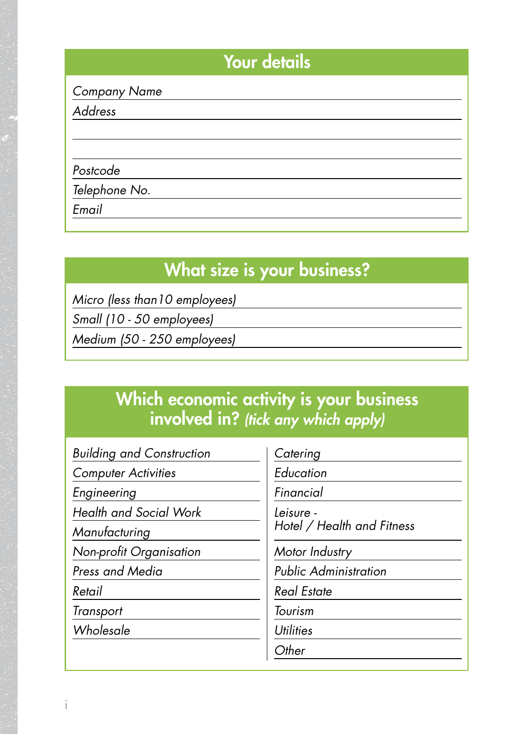## Your details

*Company Name*

*Address*

*Postcode*

*Telephone No.*

*Email*

## What size is your business?

*Micro (less than10 employees)*

*Small (10 - 50 employees)*

*Medium (50 - 250 employees)*

## Which economic activity is your business involved in? *(tick any which apply)*

*Building and Construction*

*Computer Activities*

*Engineering*

*Health and Social Work*

*Manufacturing*

*Non-profit Organisation*

*Press and Media*

*Retail*

*Transport*

*Wholesale*

*Catering*

*Education*

*Financial*

*Leisure - Hotel / Health and Fitness*

*Motor Industry*

*Public Administration*

*Real Estate*

*Tourism*

*Utilities*

*Other*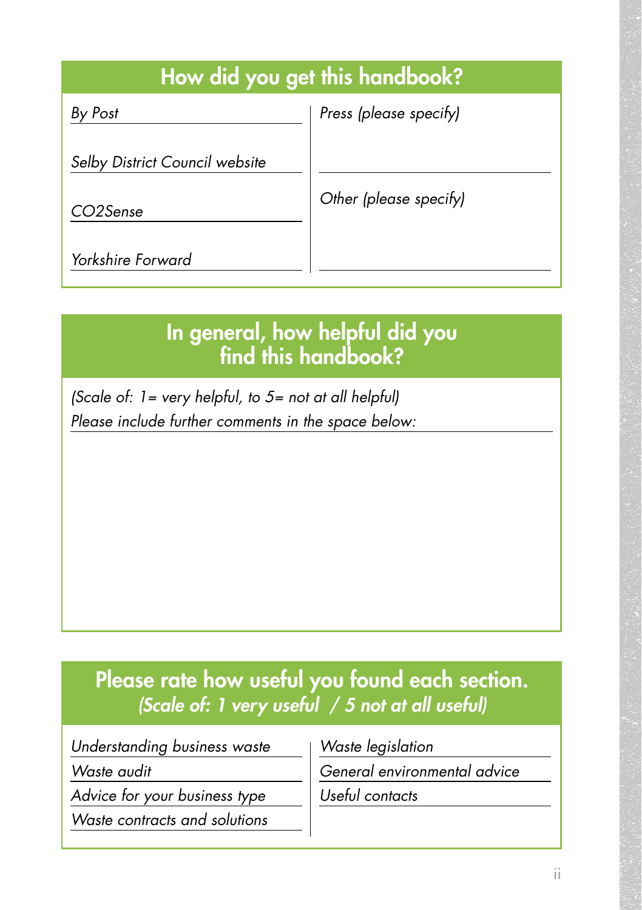## How did you get this handbook?

| | |
|---|---|
| *By Post* | *Press (please specify)* |
| *Selby District Council website* | |
| *CO2Sense* | *Other (please specify)* |
| *Yorkshire Forward* | |

## In general, how helpful did you find this handbook?

*(Scale of: 1= very helpful, to 5= not at all helpful)*

*Please include further comments in the space below:*

## Please rate how useful you found each section.

***(Scale of: 1 very useful / 5 not at all useful)***

| | |
|---|---|
| *Understanding business waste* | *Waste legislation* |
| *Waste audit* | *General environmental advice* |
| *Advice for your business type* | *Useful contacts* |
| *Waste contracts and solutions* | |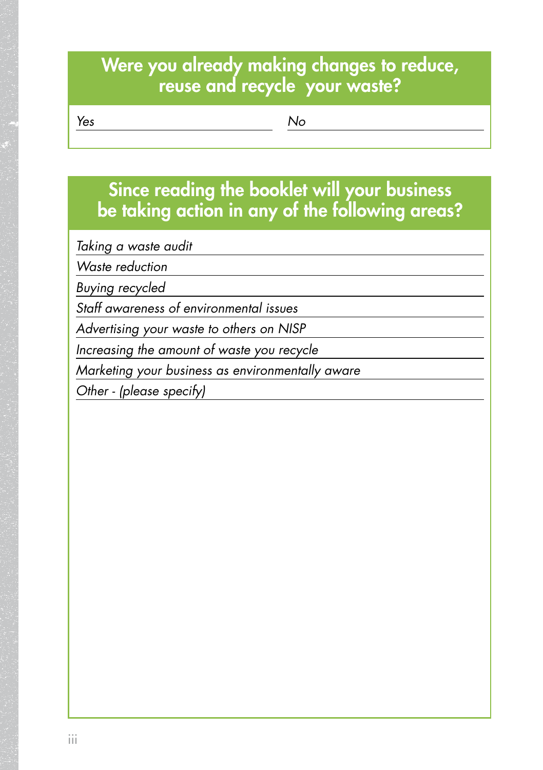## Were you already making changes to reduce, reuse and recycle your waste?

*Yes* ______________________ *No* ______________________

## Since reading the booklet will your business be taking action in any of the following areas?

*Taking a waste audit*

*Waste reduction*

*Buying recycled*

*Staff awareness of environmental issues*

*Advertising your waste to others on NISP*

*Increasing the amount of waste you recycle*

*Marketing your business as environmentally aware*

*Other - (please specify)*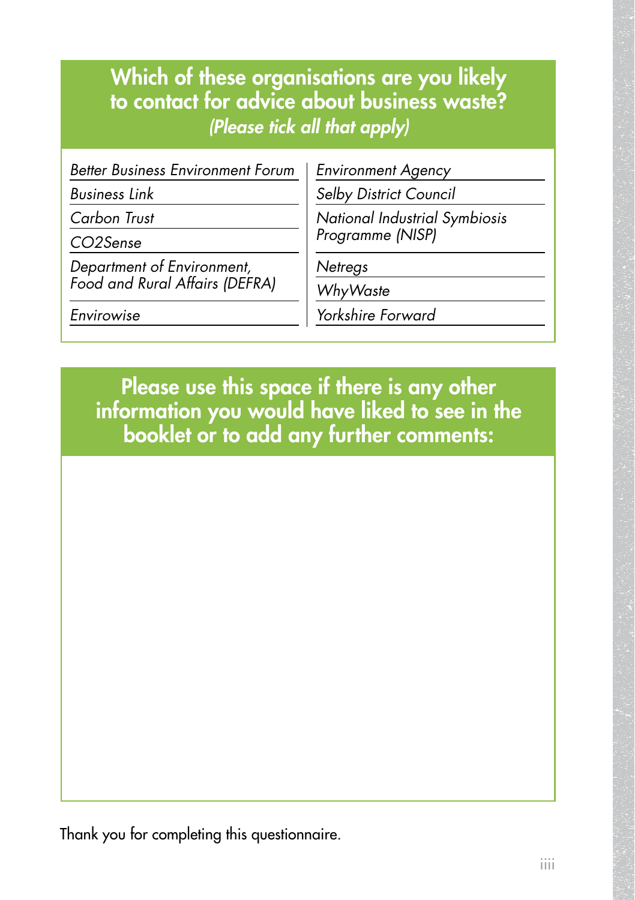## Which of these organisations are you likely to contact for advice about business waste?

*(Please tick all that apply)*

| | |
|---|---|
| *Better Business Environment Forum* | *Environment Agency* |
| *Business Link* | *Selby District Council* |
| *Carbon Trust* | *National Industrial Symbiosis Programme (NISP)* |
| *CO2Sense* | |
| *Department of Environment, Food and Rural Affairs (DEFRA)* | *Netregs* |
| | *WhyWaste* |
| *Envirowise* | *Yorkshire Forward* |

## Please use this space if there is any other information you would have liked to see in the booklet or to add any further comments:

Thank you for completing this questionnaire.